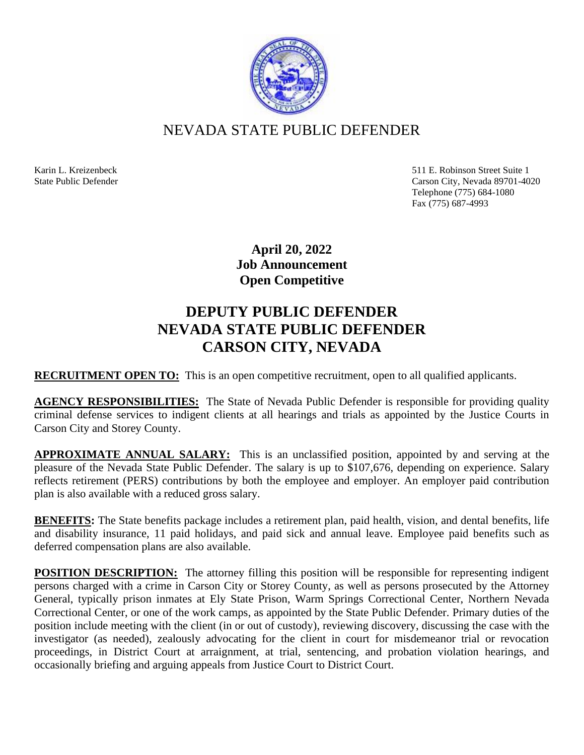# NEVADA STATE PUBLIC DEFENDER

Karin L. Kreizenbeck
State Public Defender

511 E. Robinson Street Suite 1
Carson City, Nevada 89701-4020
Telephone (775) 684-1080
Fax (775) 687-4993

**April 20, 2022**
**Job Announcement**
**Open Competitive**

## DEPUTY PUBLIC DEFENDER
## NEVADA STATE PUBLIC DEFENDER
## CARSON CITY, NEVADA

**RECRUITMENT OPEN TO:** This is an open competitive recruitment, open to all qualified applicants.

**AGENCY RESPONSIBILITIES:** The State of Nevada Public Defender is responsible for providing quality criminal defense services to indigent clients at all hearings and trials as appointed by the Justice Courts in Carson City and Storey County.

**APPROXIMATE ANNUAL SALARY:** This is an unclassified position, appointed by and serving at the pleasure of the Nevada State Public Defender. The salary is up to $107,676, depending on experience. Salary reflects retirement (PERS) contributions by both the employee and employer. An employer paid contribution plan is also available with a reduced gross salary.

**BENEFITS:** The State benefits package includes a retirement plan, paid health, vision, and dental benefits, life and disability insurance, 11 paid holidays, and paid sick and annual leave. Employee paid benefits such as deferred compensation plans are also available.

**POSITION DESCRIPTION:** The attorney filling this position will be responsible for representing indigent persons charged with a crime in Carson City or Storey County, as well as persons prosecuted by the Attorney General, typically prison inmates at Ely State Prison, Warm Springs Correctional Center, Northern Nevada Correctional Center, or one of the work camps, as appointed by the State Public Defender. Primary duties of the position include meeting with the client (in or out of custody), reviewing discovery, discussing the case with the investigator (as needed), zealously advocating for the client in court for misdemeanor trial or revocation proceedings, in District Court at arraignment, at trial, sentencing, and probation violation hearings, and occasionally briefing and arguing appeals from Justice Court to District Court.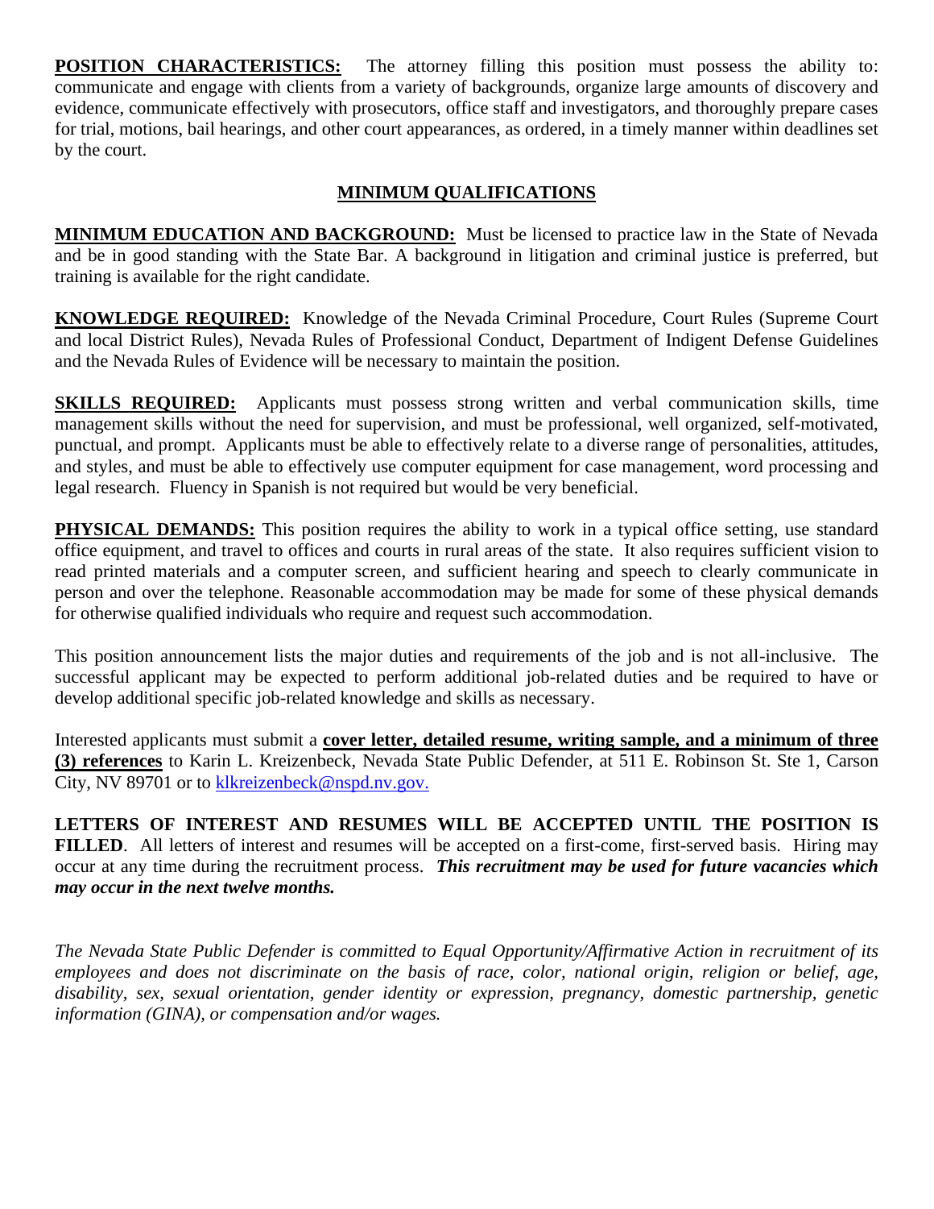**POSITION CHARACTERISTICS:** The attorney filling this position must possess the ability to: communicate and engage with clients from a variety of backgrounds, organize large amounts of discovery and evidence, communicate effectively with prosecutors, office staff and investigators, and thoroughly prepare cases for trial, motions, bail hearings, and other court appearances, as ordered, in a timely manner within deadlines set by the court.

## MINIMUM QUALIFICATIONS

**MINIMUM EDUCATION AND BACKGROUND:** Must be licensed to practice law in the State of Nevada and be in good standing with the State Bar. A background in litigation and criminal justice is preferred, but training is available for the right candidate.

**KNOWLEDGE REQUIRED:** Knowledge of the Nevada Criminal Procedure, Court Rules (Supreme Court and local District Rules), Nevada Rules of Professional Conduct, Department of Indigent Defense Guidelines and the Nevada Rules of Evidence will be necessary to maintain the position.

**SKILLS REQUIRED:** Applicants must possess strong written and verbal communication skills, time management skills without the need for supervision, and must be professional, well organized, self-motivated, punctual, and prompt. Applicants must be able to effectively relate to a diverse range of personalities, attitudes, and styles, and must be able to effectively use computer equipment for case management, word processing and legal research. Fluency in Spanish is not required but would be very beneficial.

**PHYSICAL DEMANDS:** This position requires the ability to work in a typical office setting, use standard office equipment, and travel to offices and courts in rural areas of the state. It also requires sufficient vision to read printed materials and a computer screen, and sufficient hearing and speech to clearly communicate in person and over the telephone. Reasonable accommodation may be made for some of these physical demands for otherwise qualified individuals who require and request such accommodation.

This position announcement lists the major duties and requirements of the job and is not all-inclusive. The successful applicant may be expected to perform additional job-related duties and be required to have or develop additional specific job-related knowledge and skills as necessary.

Interested applicants must submit a **cover letter, detailed resume, writing sample, and a minimum of three (3) references** to Karin L. Kreizenbeck, Nevada State Public Defender, at 511 E. Robinson St. Ste 1, Carson City, NV 89701 or to klkreizenbeck@nspd.nv.gov.

**LETTERS OF INTEREST AND RESUMES WILL BE ACCEPTED UNTIL THE POSITION IS FILLED**. All letters of interest and resumes will be accepted on a first-come, first-served basis. Hiring may occur at any time during the recruitment process. ***This recruitment may be used for future vacancies which may occur in the next twelve months.***

*The Nevada State Public Defender is committed to Equal Opportunity/Affirmative Action in recruitment of its employees and does not discriminate on the basis of race, color, national origin, religion or belief, age, disability, sex, sexual orientation, gender identity or expression, pregnancy, domestic partnership, genetic information (GINA), or compensation and/or wages.*